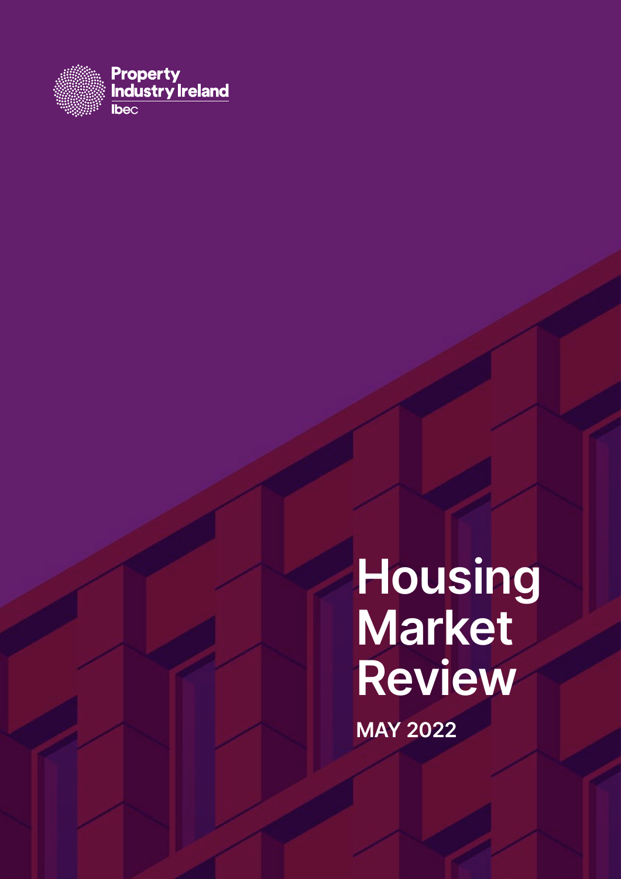Property Industry Ireland

Ibec

# Housing Market Review

**MAY 2022**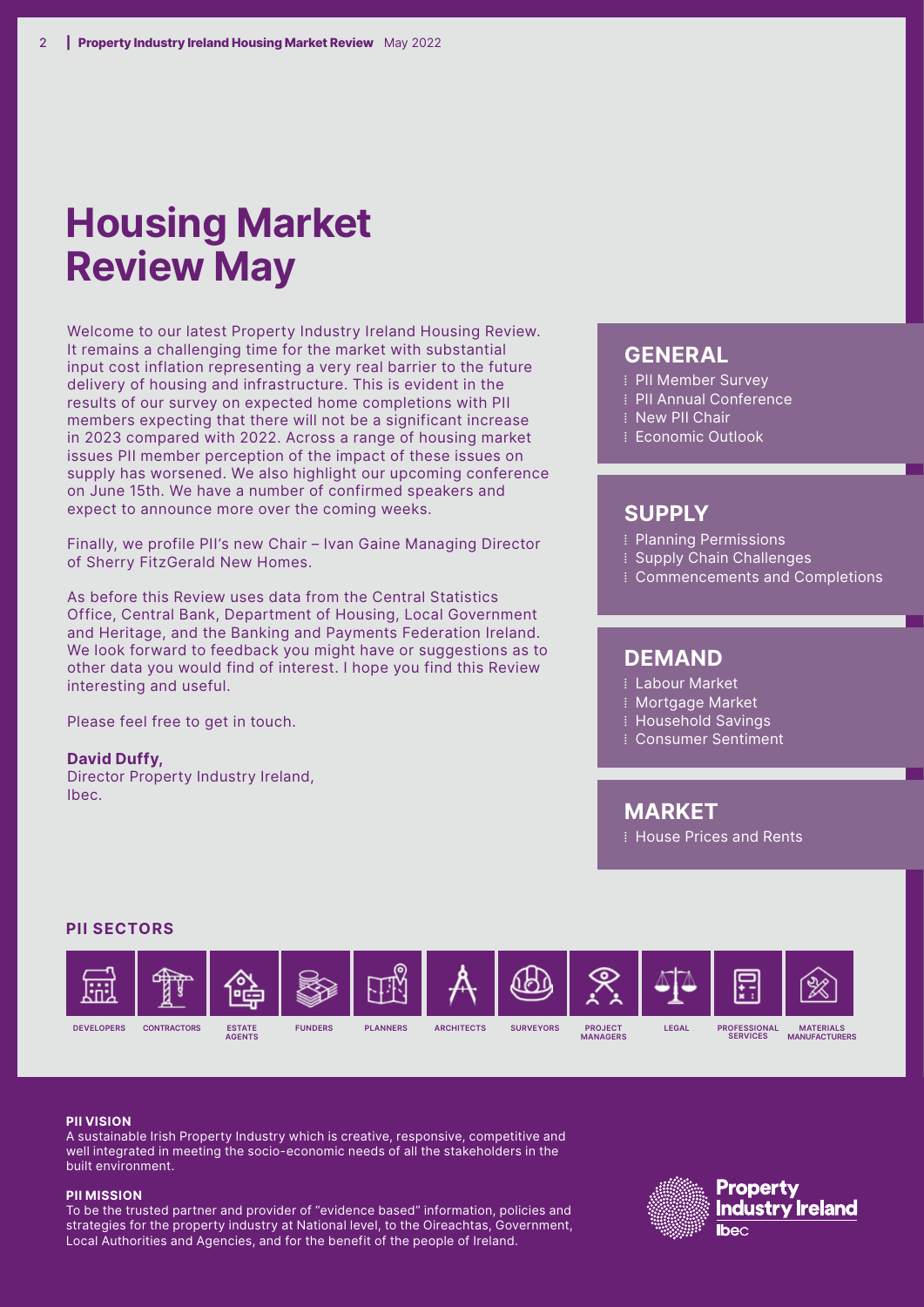# Housing Market Review May

Welcome to our latest Property Industry Ireland Housing Review. It remains a challenging time for the market with substantial input cost inflation representing a very real barrier to the future delivery of housing and infrastructure. This is evident in the results of our survey on expected home completions with PII members expecting that there will not be a significant increase in 2023 compared with 2022. Across a range of housing market issues PII member perception of the impact of these issues on supply has worsened. We also highlight our upcoming conference on June 15th. We have a number of confirmed speakers and expect to announce more over the coming weeks.

Finally, we profile PII's new Chair – Ivan Gaine Managing Director of Sherry FitzGerald New Homes.

As before this Review uses data from the Central Statistics Office, Central Bank, Department of Housing, Local Government and Heritage, and the Banking and Payments Federation Ireland. We look forward to feedback you might have or suggestions as to other data you would find of interest. I hope you find this Review interesting and useful.

Please feel free to get in touch.

**David Duffy,**
Director Property Industry Ireland,
Ibec.

## GENERAL

- PII Member Survey
- PII Annual Conference
- New PII Chair
- Economic Outlook

## SUPPLY

- Planning Permissions
- Supply Chain Challenges
- Commencements and Completions

## DEMAND

- Labour Market
- Mortgage Market
- Household Savings
- Consumer Sentiment

## MARKET

- House Prices and Rents

### PII SECTORS

DEVELOPERS | CONTRACTORS | ESTATE AGENTS | FUNDERS | PLANNERS | ARCHITECTS | SURVEYORS | PROJECT MANAGERS | LEGAL | PROFESSIONAL SERVICES | MATERIALS MANUFACTURERS

**PII VISION**
A sustainable Irish Property Industry which is creative, responsive, competitive and well integrated in meeting the socio-economic needs of all the stakeholders in the built environment.

**PII MISSION**
To be the trusted partner and provider of "evidence based" information, policies and strategies for the property industry at National level, to the Oireachtas, Government, Local Authorities and Agencies, and for the benefit of the people of Ireland.

Property Industry Ireland
Ibec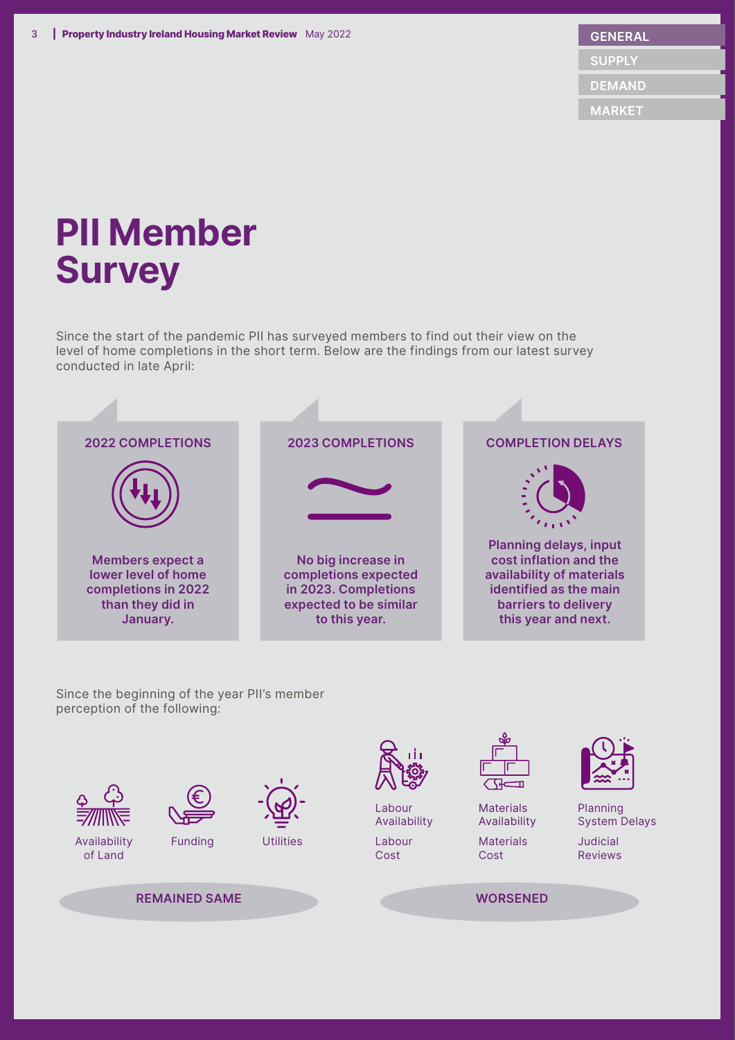# PII Member Survey

Since the start of the pandemic PII has surveyed members to find out their view on the level of home completions in the short term. Below are the findings from our latest survey conducted in late April:

### 2022 COMPLETIONS

**Members expect a lower level of home completions in 2022 than they did in January.**

### 2023 COMPLETIONS

**No big increase in completions expected in 2023. Completions expected to be similar to this year.**

### COMPLETION DELAYS

**Planning delays, input cost inflation and the availability of materials identified as the main barriers to delivery this year and next.**

Since the beginning of the year PII's member perception of the following:

**REMAINED SAME**

- Availability of Land
- Funding
- Utilities

**WORSENED**

- Labour Availability
- Labour Cost
- Materials Availability
- Materials Cost
- Planning System Delays
- Judicial Reviews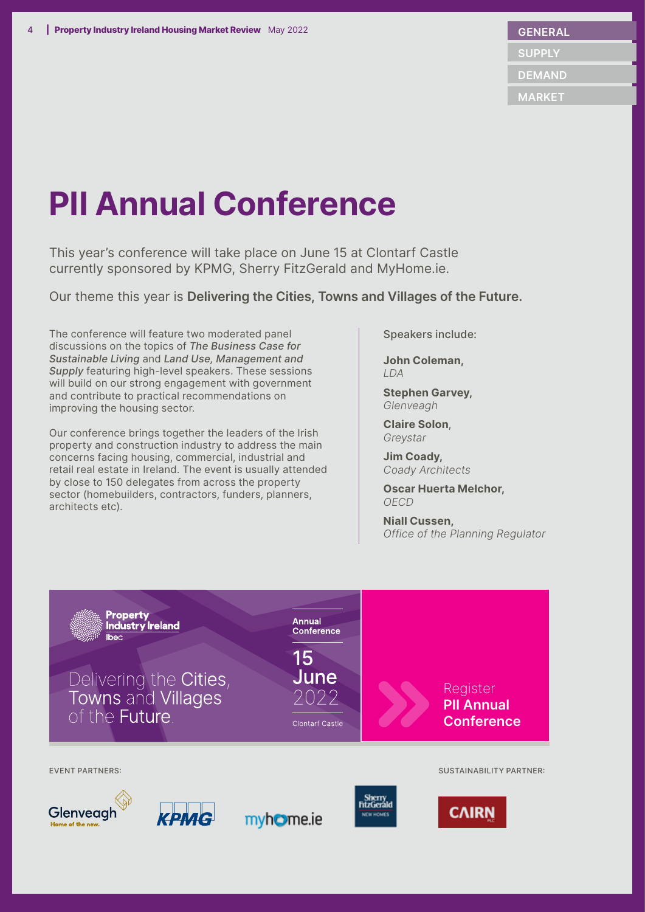# PII Annual Conference

This year's conference will take place on June 15 at Clontarf Castle currently sponsored by KPMG, Sherry FitzGerald and MyHome.ie.

Our theme this year is **Delivering the Cities, Towns and Villages of the Future.**

The conference will feature two moderated panel discussions on the topics of *The Business Case for Sustainable Living* and *Land Use, Management and Supply* featuring high-level speakers. These sessions will build on our strong engagement with government and contribute to practical recommendations on improving the housing sector.

Our conference brings together the leaders of the Irish property and construction industry to address the main concerns facing housing, commercial, industrial and retail real estate in Ireland. The event is usually attended by close to 150 delegates from across the property sector (homebuilders, contractors, funders, planners, architects etc).

Speakers include:

**John Coleman,**
*LDA*

**Stephen Garvey,**
*Glenveagh*

**Claire Solon**,
*Greystar*

**Jim Coady,**
*Coady Architects*

**Oscar Huerta Melchor,**
*OECD*

**Niall Cussen,**
*Office of the Planning Regulator*

Property Industry Ireland
Ibec

Delivering the Cities, Towns and Villages of the Future.

Annual Conference

15 June 2022

Clontarf Castle

Register **PII Annual Conference**

EVENT PARTNERS:

Glenveagh — Home of the new. | KPMG | myhome.ie | Sherry FitzGerald New Homes

SUSTAINABILITY PARTNER:

CAIRN PLC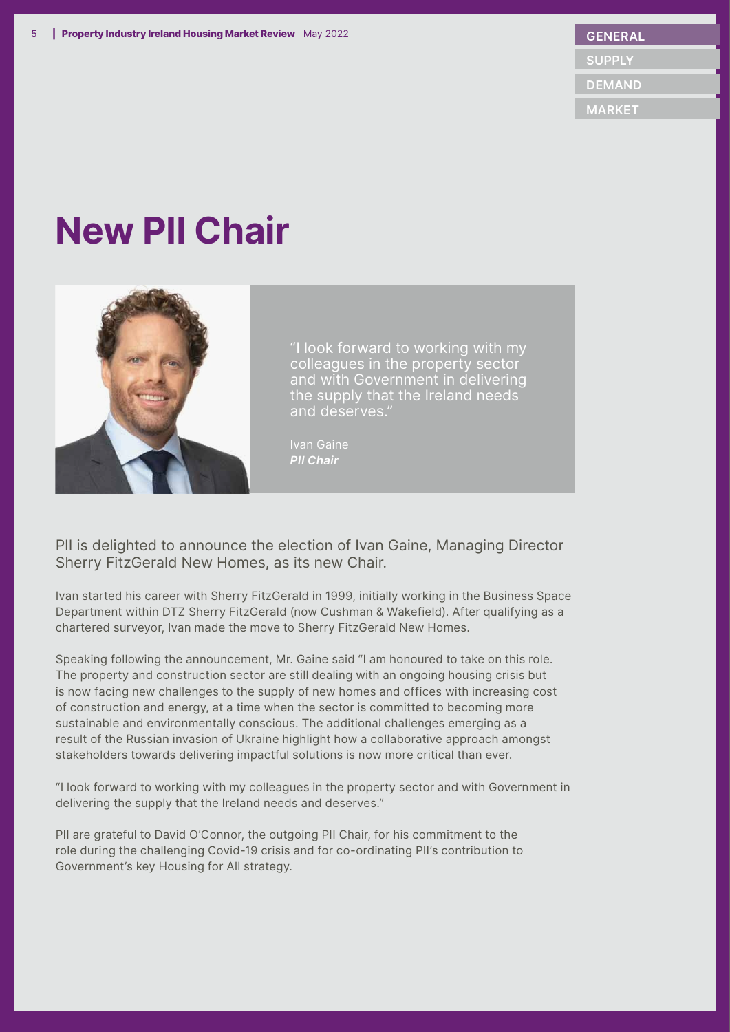# New PII Chair

> "I look forward to working with my colleagues in the property sector and with Government in delivering the supply that the Ireland needs and deserves."
>
> Ivan Gaine
> ***PII Chair***

PII is delighted to announce the election of Ivan Gaine, Managing Director Sherry FitzGerald New Homes, as its new Chair.

Ivan started his career with Sherry FitzGerald in 1999, initially working in the Business Space Department within DTZ Sherry FitzGerald (now Cushman & Wakefield). After qualifying as a chartered surveyor, Ivan made the move to Sherry FitzGerald New Homes.

Speaking following the announcement, Mr. Gaine said "I am honoured to take on this role. The property and construction sector are still dealing with an ongoing housing crisis but is now facing new challenges to the supply of new homes and offices with increasing cost of construction and energy, at a time when the sector is committed to becoming more sustainable and environmentally conscious. The additional challenges emerging as a result of the Russian invasion of Ukraine highlight how a collaborative approach amongst stakeholders towards delivering impactful solutions is now more critical than ever.

"I look forward to working with my colleagues in the property sector and with Government in delivering the supply that the Ireland needs and deserves."

PII are grateful to David O'Connor, the outgoing PII Chair, for his commitment to the role during the challenging Covid-19 crisis and for co-ordinating PII's contribution to Government's key Housing for All strategy.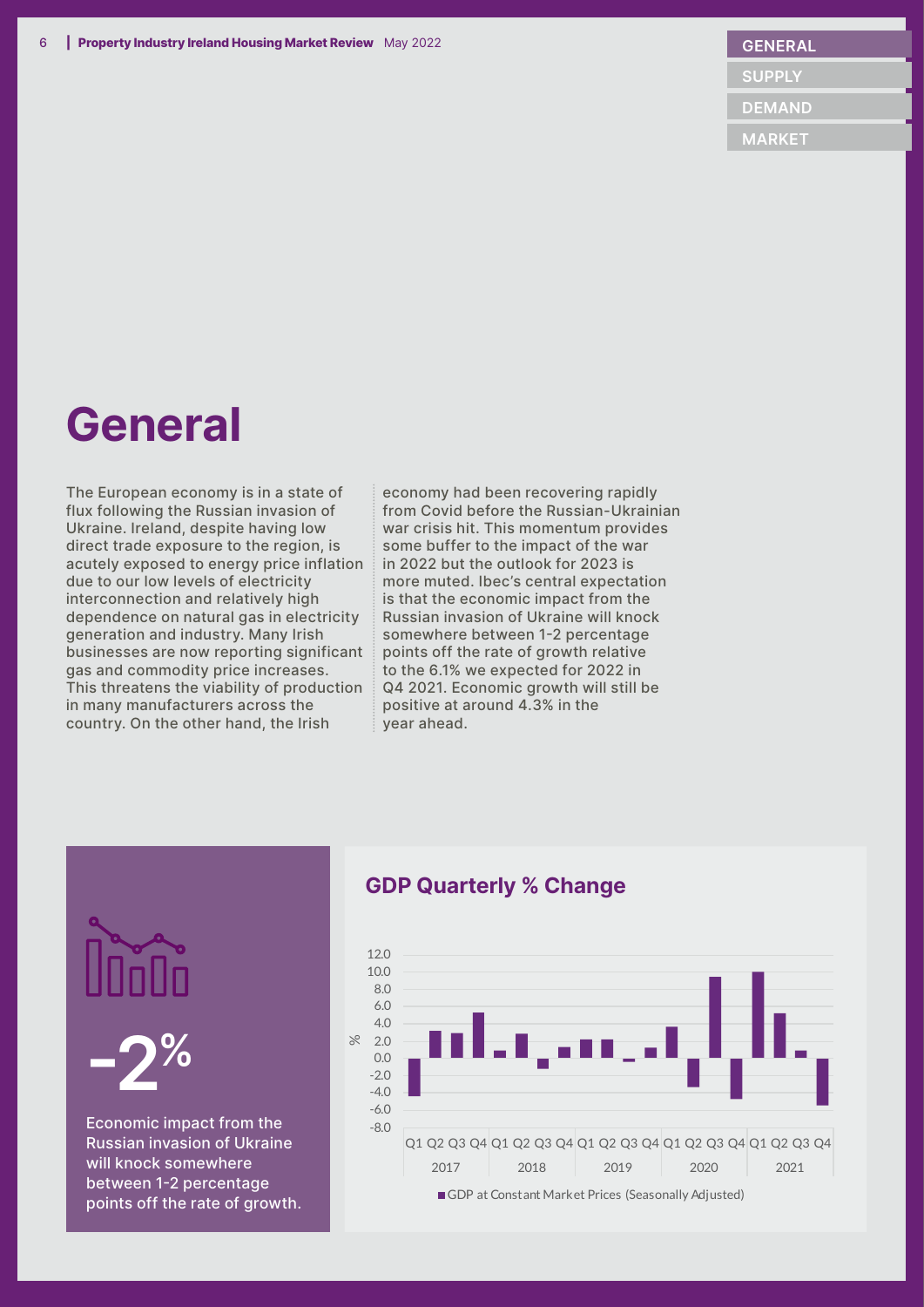# General

The European economy is in a state of flux following the Russian invasion of Ukraine. Ireland, despite having low direct trade exposure to the region, is acutely exposed to energy price inflation due to our low levels of electricity interconnection and relatively high dependence on natural gas in electricity generation and industry. Many Irish businesses are now reporting significant gas and commodity price increases. This threatens the viability of production in many manufacturers across the country. On the other hand, the Irish economy had been recovering rapidly from Covid before the Russian-Ukrainian war crisis hit. This momentum provides some buffer to the impact of the war in 2022 but the outlook for 2023 is more muted. Ibec's central expectation is that the economic impact from the Russian invasion of Ukraine will knock somewhere between 1-2 percentage points off the rate of growth relative to the 6.1% we expected for 2022 in Q4 2021. Economic growth will still be positive at around 4.3% in the year ahead.

**-2%**

Economic impact from the Russian invasion of Ukraine will knock somewhere between 1-2 percentage points off the rate of growth.

## GDP Quarterly % Change

GDP at Constant Market Prices (Seasonally Adjusted)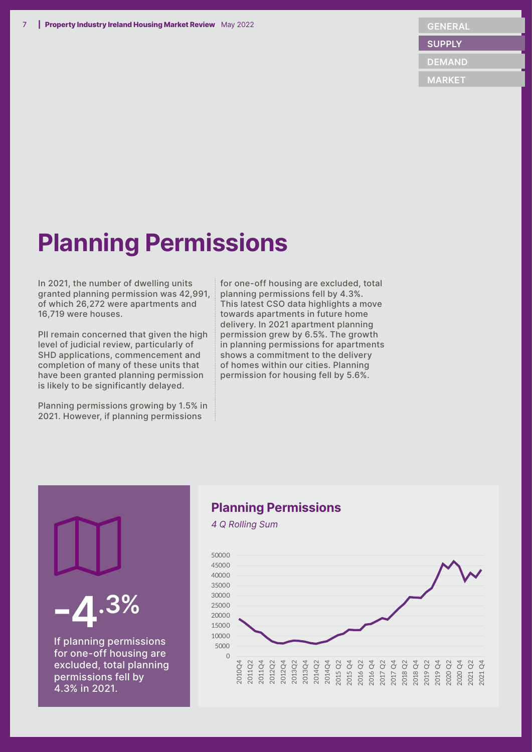# Planning Permissions

In 2021, the number of dwelling units granted planning permission was 42,991, of which 26,272 were apartments and 16,719 were houses.

PII remain concerned that given the high level of judicial review, particularly of SHD applications, commencement and completion of many of these units that have been granted planning permission is likely to be significantly delayed.

Planning permissions growing by 1.5% in 2021. However, if planning permissions for one-off housing are excluded, total planning permissions fell by 4.3%. This latest CSO data highlights a move towards apartments in future home delivery. In 2021 apartment planning permission grew by 6.5%. The growth in planning permissions for apartments shows a commitment to the delivery of homes within our cities. Planning permission for housing fell by 5.6%.

**-4.3%**

If planning permissions for one-off housing are excluded, total planning permissions fell by 4.3% in 2021.

## Planning Permissions

*4 Q Rolling Sum*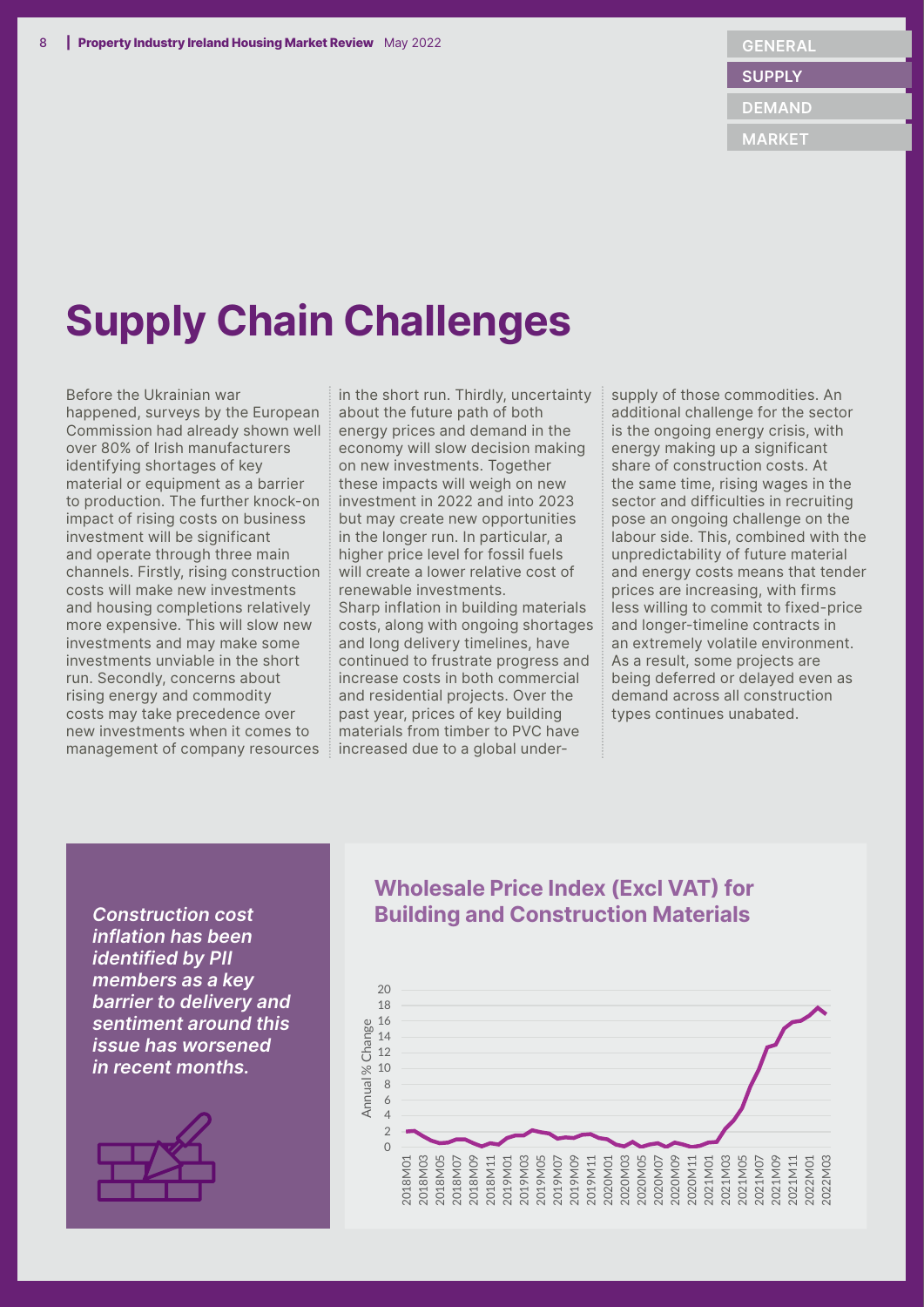# Supply Chain Challenges

Before the Ukrainian war happened, surveys by the European Commission had already shown well over 80% of Irish manufacturers identifying shortages of key material or equipment as a barrier to production. The further knock-on impact of rising costs on business investment will be significant and operate through three main channels. Firstly, rising construction costs will make new investments and housing completions relatively more expensive. This will slow new investments and may make some investments unviable in the short run. Secondly, concerns about rising energy and commodity costs may take precedence over new investments when it comes to management of company resources in the short run. Thirdly, uncertainty about the future path of both energy prices and demand in the economy will slow decision making on new investments. Together these impacts will weigh on new investment in 2022 and into 2023 but may create new opportunities in the longer run. In particular, a higher price level for fossil fuels will create a lower relative cost of renewable investments.

Sharp inflation in building materials costs, along with ongoing shortages and long delivery timelines, have continued to frustrate progress and increase costs in both commercial and residential projects. Over the past year, prices of key building materials from timber to PVC have increased due to a global under-supply of those commodities. An additional challenge for the sector is the ongoing energy crisis, with energy making up a significant share of construction costs. At the same time, rising wages in the sector and difficulties in recruiting pose an ongoing challenge on the labour side. This, combined with the unpredictability of future material and energy costs means that tender prices are increasing, with firms less willing to commit to fixed-price and longer-timeline contracts in an extremely volatile environment. As a result, some projects are being deferred or delayed even as demand across all construction types continues unabated.

***Construction cost inflation has been identified by PII members as a key barrier to delivery and sentiment around this issue has worsened in recent months.***

### Wholesale Price Index (Excl VAT) for Building and Construction Materials

Annual % Change (y-axis: 0–20); x-axis: 2018M01 – 2022M03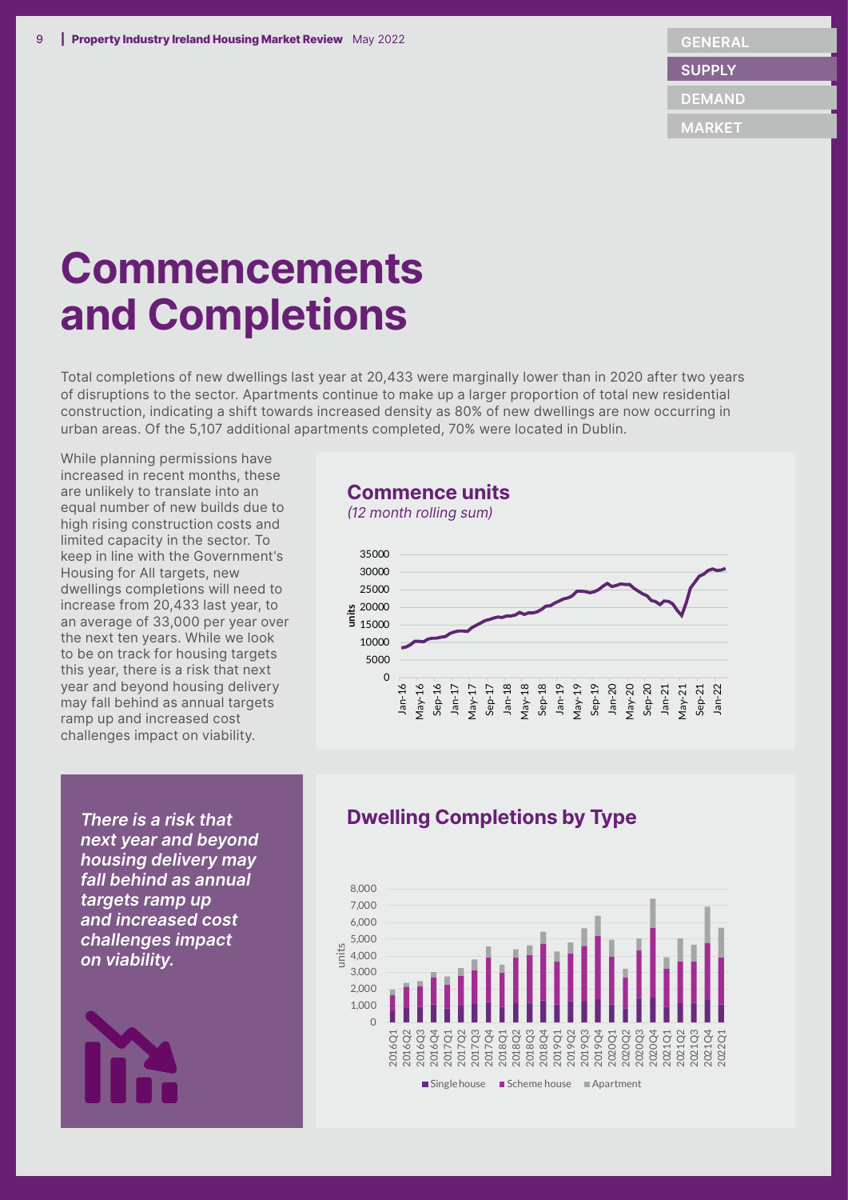# Commencements and Completions

Total completions of new dwellings last year at 20,433 were marginally lower than in 2020 after two years of disruptions to the sector. Apartments continue to make up a larger proportion of total new residential construction, indicating a shift towards increased density as 80% of new dwellings are now occurring in urban areas. Of the 5,107 additional apartments completed, 70% were located in Dublin.

While planning permissions have increased in recent months, these are unlikely to translate into an equal number of new builds due to high rising construction costs and limited capacity in the sector. To keep in line with the Government's Housing for All targets, new dwellings completions will need to increase from 20,433 last year, to an average of 33,000 per year over the next ten years. While we look to be on track for housing targets this year, there is a risk that next year and beyond housing delivery may fall behind as annual targets ramp up and increased cost challenges impact on viability.

### Commence units

*(12 month rolling sum)*

***There is a risk that next year and beyond housing delivery may fall behind as annual targets ramp up and increased cost challenges impact on viability.***

### Dwelling Completions by Type

Single house · Scheme house · Apartment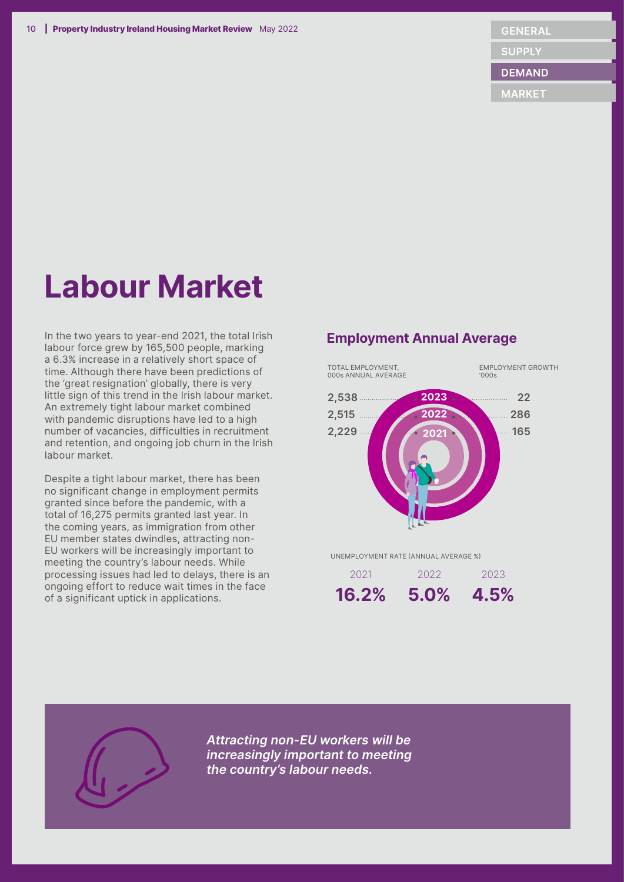# Labour Market

In the two years to year-end 2021, the total Irish labour force grew by 165,500 people, marking a 6.3% increase in a relatively short space of time. Although there have been predictions of the 'great resignation' globally, there is very little sign of this trend in the Irish labour market. An extremely tight labour market combined with pandemic disruptions have led to a high number of vacancies, difficulties in recruitment and retention, and ongoing job churn in the Irish labour market.

Despite a tight labour market, there has been no significant change in employment permits granted since before the pandemic, with a total of 16,275 permits granted last year. In the coming years, as immigration from other EU member states dwindles, attracting non-EU workers will be increasingly important to meeting the country's labour needs. While processing issues had led to delays, there is an ongoing effort to reduce wait times in the face of a significant uptick in applications.

## Employment Annual Average

| Year | TOTAL EMPLOYMENT, 000s ANNUAL AVERAGE | EMPLOYMENT GROWTH '000s |
|---|---|---|
| 2023 | 2,538 | 22 |
| 2022 | 2,515 | 286 |
| 2021 | 2,229 | 165 |

UNEMPLOYMENT RATE (ANNUAL AVERAGE %)

| 2021 | 2022 | 2023 |
|---|---|---|
| **16.2%** | **5.0%** | **4.5%** |

***Attracting non-EU workers will be increasingly important to meeting the country's labour needs.***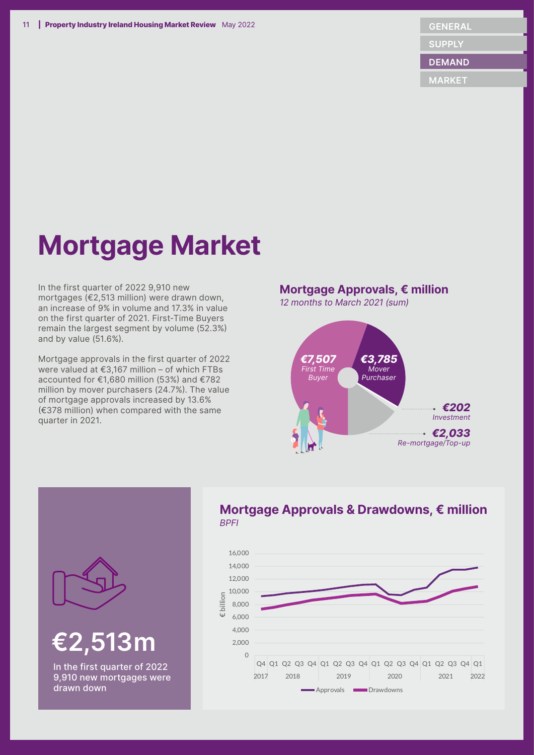# Mortgage Market

In the first quarter of 2022 9,910 new mortgages (€2,513 million) were drawn down, an increase of 9% in volume and 17.3% in value on the first quarter of 2021. First-Time Buyers remain the largest segment by volume (52.3%) and by value (51.6%).

Mortgage approvals in the first quarter of 2022 were valued at €3,167 million – of which FTBs accounted for €1,680 million (53%) and €782 million by mover purchasers (24.7%). The value of mortgage approvals increased by 13.6% (€378 million) when compared with the same quarter in 2021.

**Mortgage Approvals, € million**

*12 months to March 2021 (sum)*

- *€7,507* First Time Buyer
- *€3,785* Mover Purchaser
- *€202* Investment
- *€2,033* Re-mortgage/Top-up

**€2,513m**

In the first quarter of 2022 9,910 new mortgages were drawn down

**Mortgage Approvals & Drawdowns, € million**

*BPFI*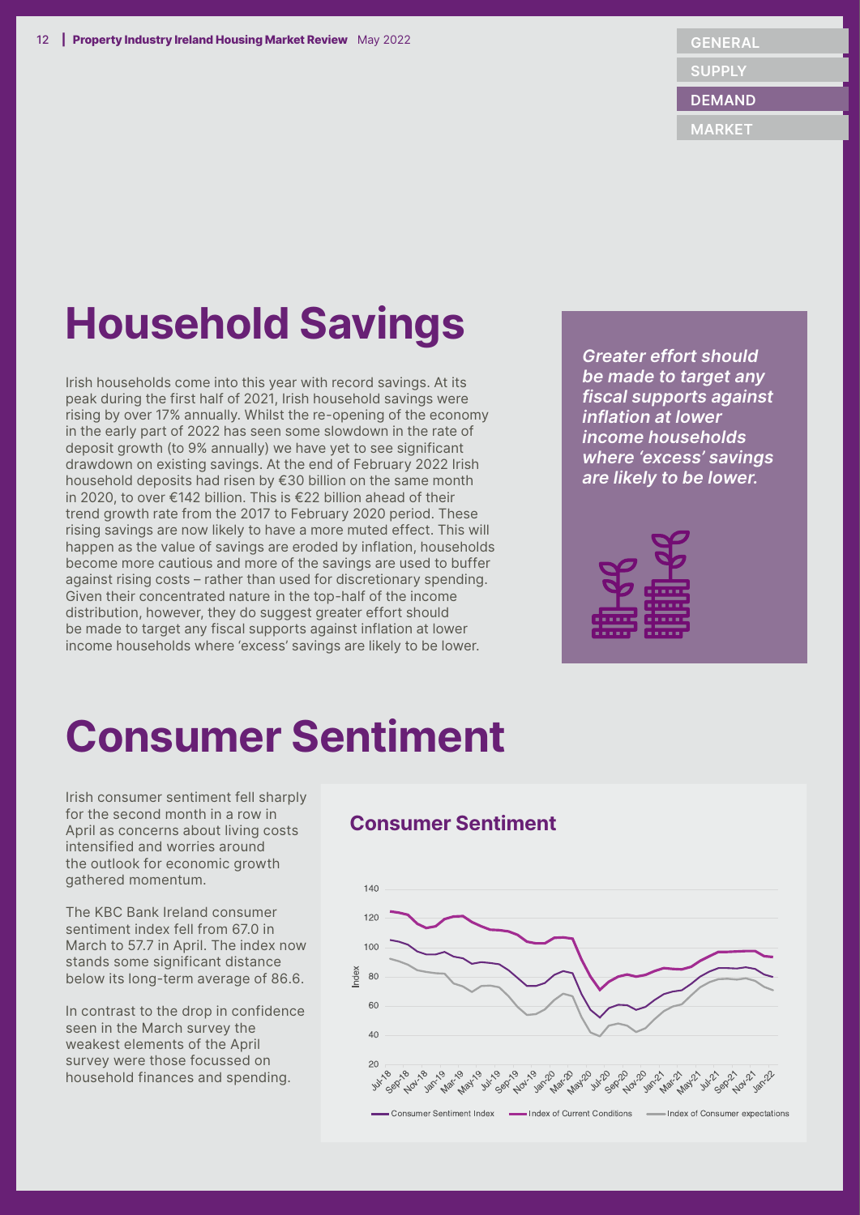# Household Savings

Irish households come into this year with record savings. At its peak during the first half of 2021, Irish household savings were rising by over 17% annually. Whilst the re-opening of the economy in the early part of 2022 has seen some slowdown in the rate of deposit growth (to 9% annually) we have yet to see significant drawdown on existing savings. At the end of February 2022 Irish household deposits had risen by €30 billion on the same month in 2020, to over €142 billion. This is €22 billion ahead of their trend growth rate from the 2017 to February 2020 period. These rising savings are now likely to have a more muted effect. This will happen as the value of savings are eroded by inflation, households become more cautious and more of the savings are used to buffer against rising costs – rather than used for discretionary spending. Given their concentrated nature in the top-half of the income distribution, however, they do suggest greater effort should be made to target any fiscal supports against inflation at lower income households where 'excess' savings are likely to be lower.

***Greater effort should be made to target any fiscal supports against inflation at lower income households where 'excess' savings are likely to be lower.***

# Consumer Sentiment

Irish consumer sentiment fell sharply for the second month in a row in April as concerns about living costs intensified and worries around the outlook for economic growth gathered momentum.

The KBC Bank Ireland consumer sentiment index fell from 67.0 in March to 57.7 in April. The index now stands some significant distance below its long-term average of 86.6.

In contrast to the drop in confidence seen in the March survey the weakest elements of the April survey were those focussed on household finances and spending.

## Consumer Sentiment

Legend: Consumer Sentiment Index, Index of Current Conditions, Index of Consumer expectations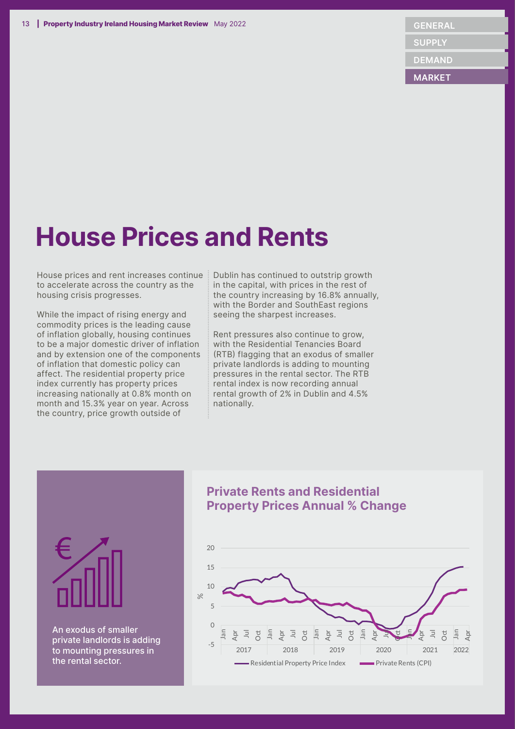# House Prices and Rents

House prices and rent increases continue to accelerate across the country as the housing crisis progresses.

While the impact of rising energy and commodity prices is the leading cause of inflation globally, housing continues to be a major domestic driver of inflation and by extension one of the components of inflation that domestic policy can affect. The residential property price index currently has property prices increasing nationally at 0.8% month on month and 15.3% year on year. Across the country, price growth outside of Dublin has continued to outstrip growth in the capital, with prices in the rest of the country increasing by 16.8% annually, with the Border and SouthEast regions seeing the sharpest increases.

Rent pressures also continue to grow, with the Residential Tenancies Board (RTB) flagging that an exodus of smaller private landlords is adding to mounting pressures in the rental sector. The RTB rental index is now recording annual rental growth of 2% in Dublin and 4.5% nationally.

An exodus of smaller private landlords is adding to mounting pressures in the rental sector.

## Private Rents and Residential Property Prices Annual % Change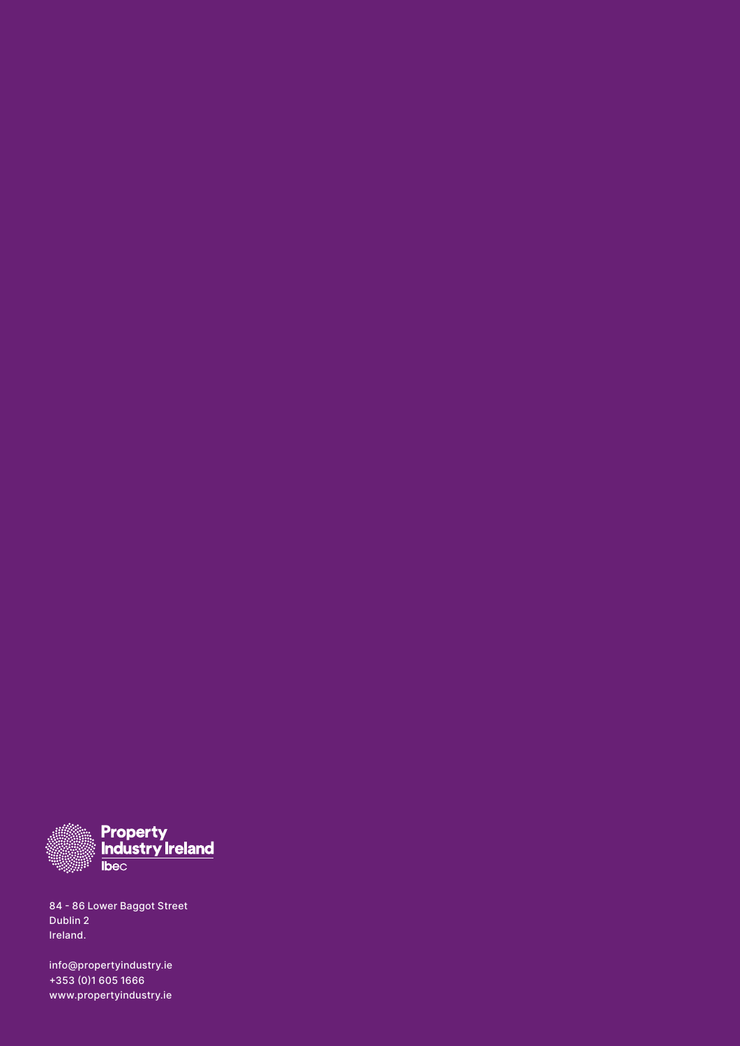Property Industry Ireland
Ibec

84 - 86 Lower Baggot Street
Dublin 2
Ireland.

info@propertyindustry.ie
+353 (0)1 605 1666
www.propertyindustry.ie